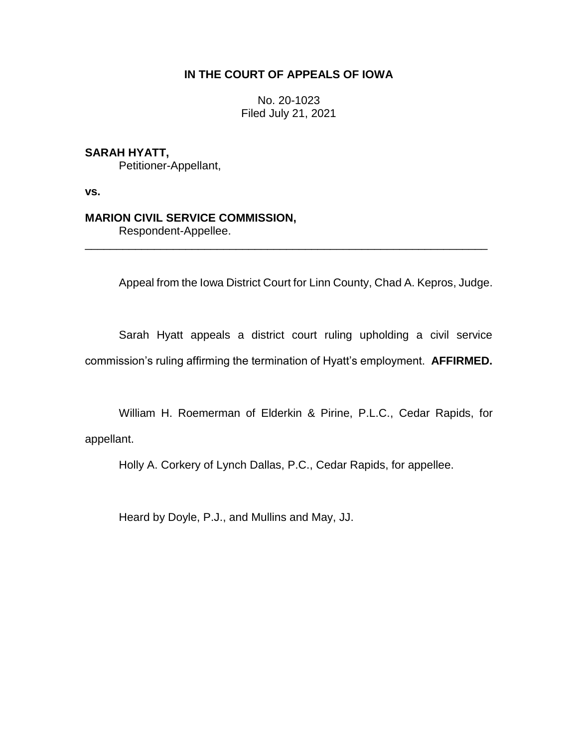**IN THE COURT OF APPEALS OF IOWA**

No. 20-1023
Filed July 21, 2021

**SARAH HYATT,**
Petitioner-Appellant,

**vs.**

**MARION CIVIL SERVICE COMMISSION,**
Respondent-Appellee.

---

Appeal from the Iowa District Court for Linn County, Chad A. Kepros, Judge.

Sarah Hyatt appeals a district court ruling upholding a civil service commission's ruling affirming the termination of Hyatt's employment. **AFFIRMED.**

William H. Roemerman of Elderkin & Pirine, P.L.C., Cedar Rapids, for appellant.

Holly A. Corkery of Lynch Dallas, P.C., Cedar Rapids, for appellee.

Heard by Doyle, P.J., and Mullins and May, JJ.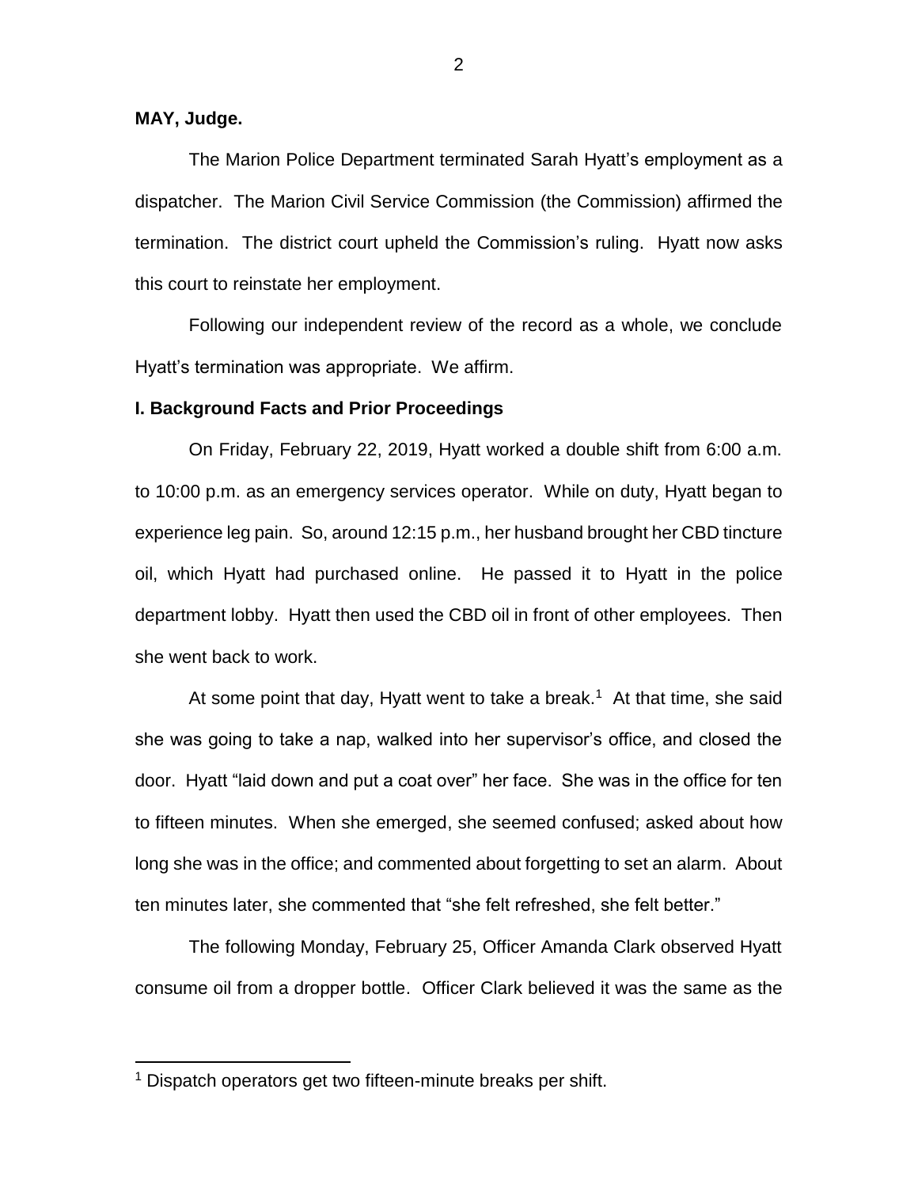**MAY, Judge.**

The Marion Police Department terminated Sarah Hyatt's employment as a dispatcher. The Marion Civil Service Commission (the Commission) affirmed the termination. The district court upheld the Commission's ruling. Hyatt now asks this court to reinstate her employment.

Following our independent review of the record as a whole, we conclude Hyatt's termination was appropriate. We affirm.

## I. Background Facts and Prior Proceedings

On Friday, February 22, 2019, Hyatt worked a double shift from 6:00 a.m. to 10:00 p.m. as an emergency services operator. While on duty, Hyatt began to experience leg pain. So, around 12:15 p.m., her husband brought her CBD tincture oil, which Hyatt had purchased online. He passed it to Hyatt in the police department lobby. Hyatt then used the CBD oil in front of other employees. Then she went back to work.

At some point that day, Hyatt went to take a break.[1] At that time, she said she was going to take a nap, walked into her supervisor's office, and closed the door. Hyatt "laid down and put a coat over" her face. She was in the office for ten to fifteen minutes. When she emerged, she seemed confused; asked about how long she was in the office; and commented about forgetting to set an alarm. About ten minutes later, she commented that "she felt refreshed, she felt better."

The following Monday, February 25, Officer Amanda Clark observed Hyatt consume oil from a dropper bottle. Officer Clark believed it was the same as the

[1] Dispatch operators get two fifteen-minute breaks per shift.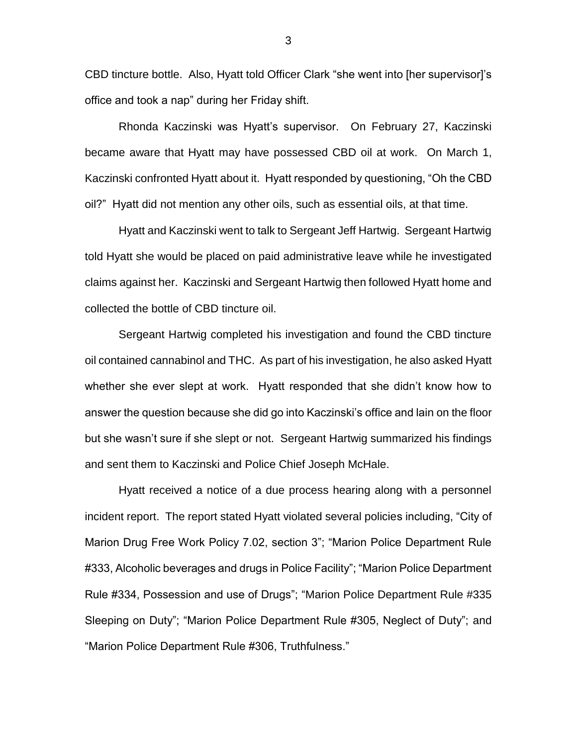CBD tincture bottle. Also, Hyatt told Officer Clark "she went into [her supervisor]'s office and took a nap" during her Friday shift.

Rhonda Kaczinski was Hyatt's supervisor. On February 27, Kaczinski became aware that Hyatt may have possessed CBD oil at work. On March 1, Kaczinski confronted Hyatt about it. Hyatt responded by questioning, "Oh the CBD oil?" Hyatt did not mention any other oils, such as essential oils, at that time.

Hyatt and Kaczinski went to talk to Sergeant Jeff Hartwig. Sergeant Hartwig told Hyatt she would be placed on paid administrative leave while he investigated claims against her. Kaczinski and Sergeant Hartwig then followed Hyatt home and collected the bottle of CBD tincture oil.

Sergeant Hartwig completed his investigation and found the CBD tincture oil contained cannabinol and THC. As part of his investigation, he also asked Hyatt whether she ever slept at work. Hyatt responded that she didn't know how to answer the question because she did go into Kaczinski's office and lain on the floor but she wasn't sure if she slept or not. Sergeant Hartwig summarized his findings and sent them to Kaczinski and Police Chief Joseph McHale.

Hyatt received a notice of a due process hearing along with a personnel incident report. The report stated Hyatt violated several policies including, "City of Marion Drug Free Work Policy 7.02, section 3"; "Marion Police Department Rule #333, Alcoholic beverages and drugs in Police Facility"; "Marion Police Department Rule #334, Possession and use of Drugs"; "Marion Police Department Rule #335 Sleeping on Duty"; "Marion Police Department Rule #305, Neglect of Duty"; and "Marion Police Department Rule #306, Truthfulness."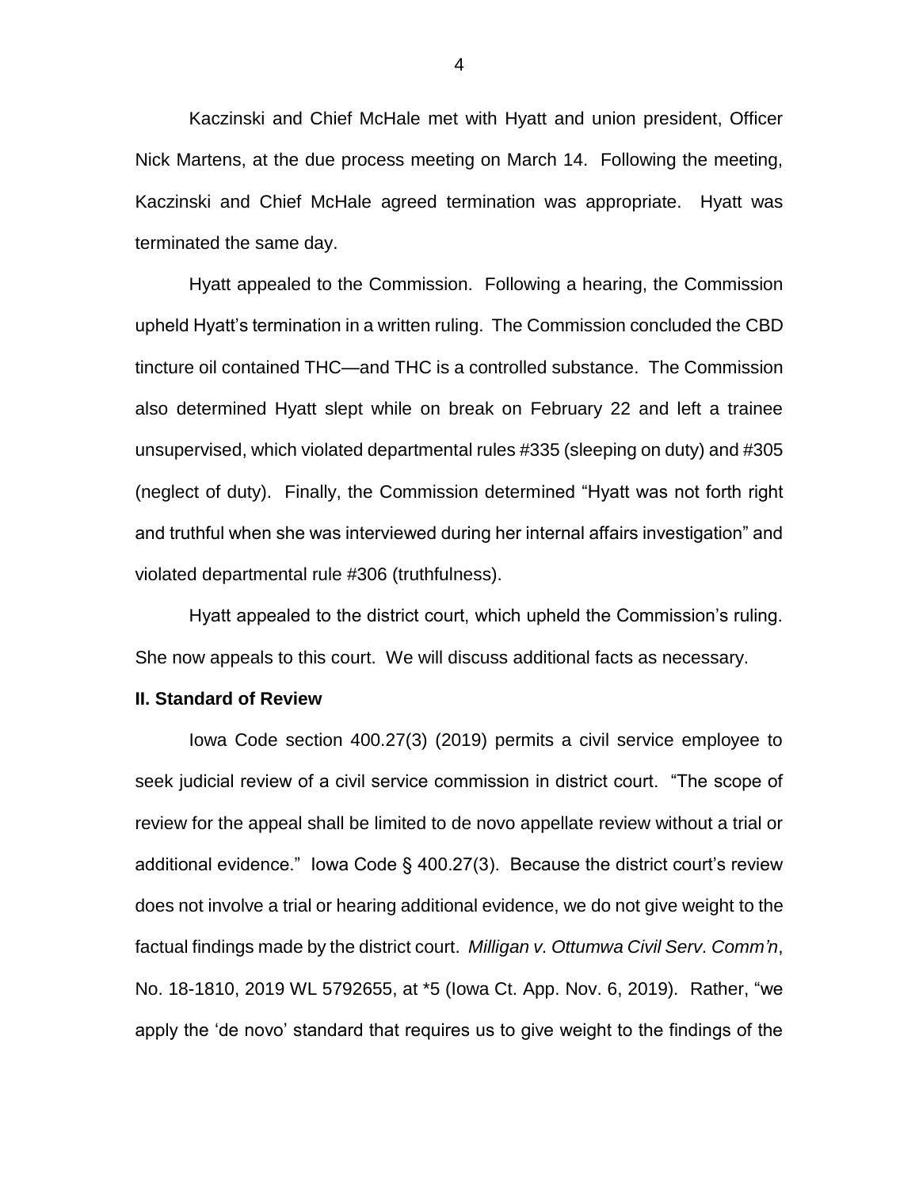Kaczinski and Chief McHale met with Hyatt and union president, Officer Nick Martens, at the due process meeting on March 14. Following the meeting, Kaczinski and Chief McHale agreed termination was appropriate. Hyatt was terminated the same day.

Hyatt appealed to the Commission. Following a hearing, the Commission upheld Hyatt's termination in a written ruling. The Commission concluded the CBD tincture oil contained THC—and THC is a controlled substance. The Commission also determined Hyatt slept while on break on February 22 and left a trainee unsupervised, which violated departmental rules #335 (sleeping on duty) and #305 (neglect of duty). Finally, the Commission determined "Hyatt was not forth right and truthful when she was interviewed during her internal affairs investigation" and violated departmental rule #306 (truthfulness).

Hyatt appealed to the district court, which upheld the Commission's ruling. She now appeals to this court. We will discuss additional facts as necessary.

**II. Standard of Review**

Iowa Code section 400.27(3) (2019) permits a civil service employee to seek judicial review of a civil service commission in district court. "The scope of review for the appeal shall be limited to de novo appellate review without a trial or additional evidence." Iowa Code § 400.27(3). Because the district court's review does not involve a trial or hearing additional evidence, we do not give weight to the factual findings made by the district court. *Milligan v. Ottumwa Civil Serv. Comm'n*, No. 18-1810, 2019 WL 5792655, at *5 (Iowa Ct. App. Nov. 6, 2019). Rather, "we apply the 'de novo' standard that requires us to give weight to the findings of the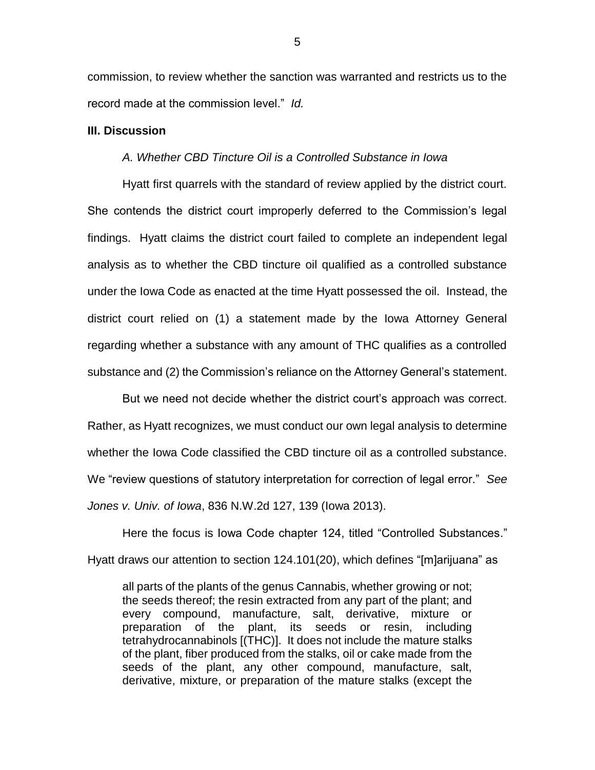commission, to review whether the sanction was warranted and restricts us to the record made at the commission level." *Id.*

### III. Discussion

*A. Whether CBD Tincture Oil is a Controlled Substance in Iowa*

Hyatt first quarrels with the standard of review applied by the district court. She contends the district court improperly deferred to the Commission's legal findings. Hyatt claims the district court failed to complete an independent legal analysis as to whether the CBD tincture oil qualified as a controlled substance under the Iowa Code as enacted at the time Hyatt possessed the oil. Instead, the district court relied on (1) a statement made by the Iowa Attorney General regarding whether a substance with any amount of THC qualifies as a controlled substance and (2) the Commission's reliance on the Attorney General's statement.

But we need not decide whether the district court's approach was correct. Rather, as Hyatt recognizes, we must conduct our own legal analysis to determine whether the Iowa Code classified the CBD tincture oil as a controlled substance. We "review questions of statutory interpretation for correction of legal error." *See Jones v. Univ. of Iowa*, 836 N.W.2d 127, 139 (Iowa 2013).

Here the focus is Iowa Code chapter 124, titled "Controlled Substances." Hyatt draws our attention to section 124.101(20), which defines "[m]arijuana" as

> all parts of the plants of the genus Cannabis, whether growing or not; the seeds thereof; the resin extracted from any part of the plant; and every compound, manufacture, salt, derivative, mixture or preparation of the plant, its seeds or resin, including tetrahydrocannabinols [(THC)]. It does not include the mature stalks of the plant, fiber produced from the stalks, oil or cake made from the seeds of the plant, any other compound, manufacture, salt, derivative, mixture, or preparation of the mature stalks (except the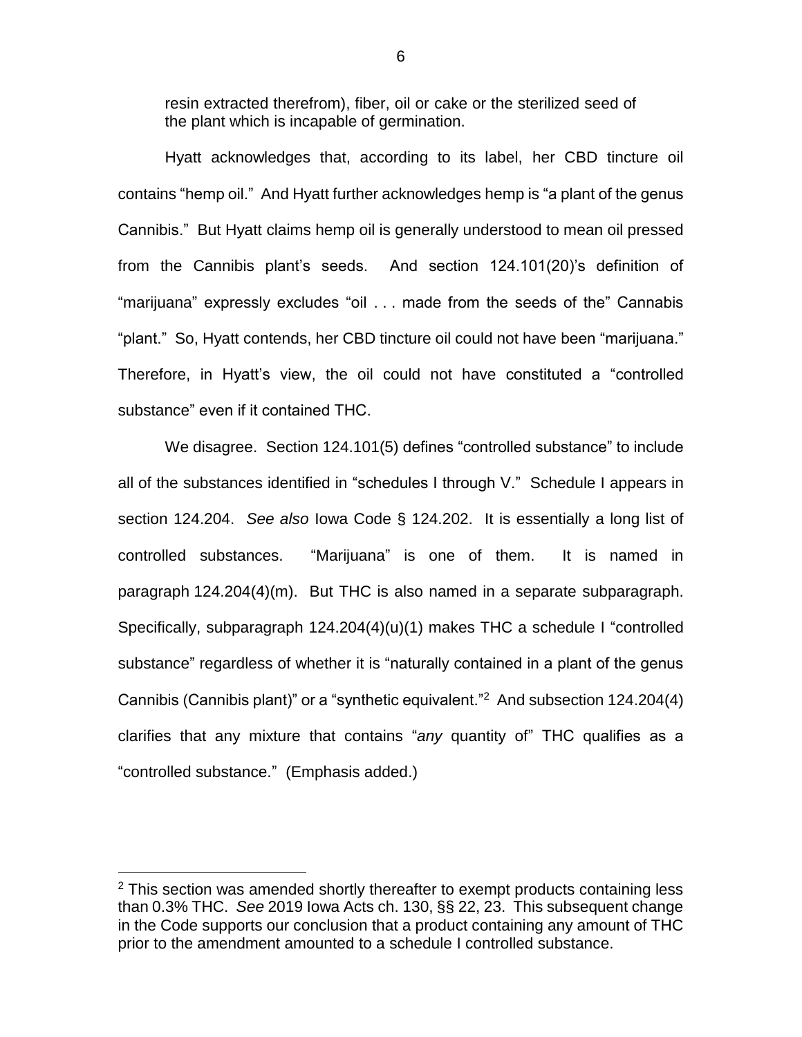resin extracted therefrom), fiber, oil or cake or the sterilized seed of the plant which is incapable of germination.

Hyatt acknowledges that, according to its label, her CBD tincture oil contains "hemp oil." And Hyatt further acknowledges hemp is "a plant of the genus Cannibis." But Hyatt claims hemp oil is generally understood to mean oil pressed from the Cannibis plant's seeds. And section 124.101(20)'s definition of "marijuana" expressly excludes "oil . . . made from the seeds of the" Cannabis "plant." So, Hyatt contends, her CBD tincture oil could not have been "marijuana." Therefore, in Hyatt's view, the oil could not have constituted a "controlled substance" even if it contained THC.

We disagree. Section 124.101(5) defines "controlled substance" to include all of the substances identified in "schedules I through V." Schedule I appears in section 124.204. *See also* Iowa Code § 124.202. It is essentially a long list of controlled substances. "Marijuana" is one of them. It is named in paragraph 124.204(4)(m). But THC is also named in a separate subparagraph. Specifically, subparagraph 124.204(4)(u)(1) makes THC a schedule I "controlled substance" regardless of whether it is "naturally contained in a plant of the genus Cannibis (Cannibis plant)" or a "synthetic equivalent."[2] And subsection 124.204(4) clarifies that any mixture that contains "*any* quantity of" THC qualifies as a "controlled substance." (Emphasis added.)

---

[2] This section was amended shortly thereafter to exempt products containing less than 0.3% THC. *See* 2019 Iowa Acts ch. 130, §§ 22, 23. This subsequent change in the Code supports our conclusion that a product containing any amount of THC prior to the amendment amounted to a schedule I controlled substance.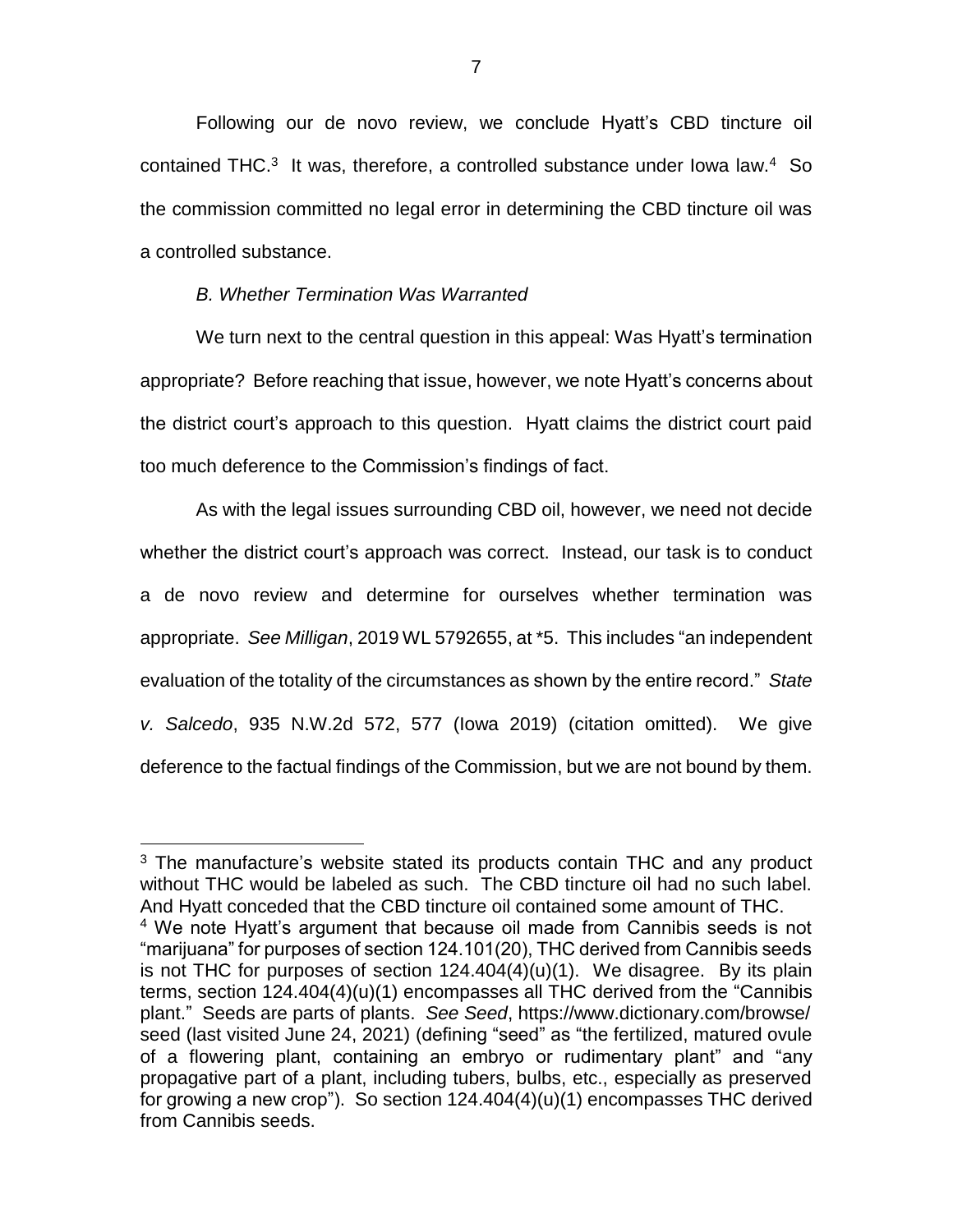Following our de novo review, we conclude Hyatt's CBD tincture oil contained THC.[3] It was, therefore, a controlled substance under Iowa law.[4] So the commission committed no legal error in determining the CBD tincture oil was a controlled substance.

*B. Whether Termination Was Warranted*

We turn next to the central question in this appeal: Was Hyatt's termination appropriate? Before reaching that issue, however, we note Hyatt's concerns about the district court's approach to this question. Hyatt claims the district court paid too much deference to the Commission's findings of fact.

As with the legal issues surrounding CBD oil, however, we need not decide whether the district court's approach was correct. Instead, our task is to conduct a de novo review and determine for ourselves whether termination was appropriate. *See Milligan*, 2019 WL 5792655, at *5. This includes "an independent evaluation of the totality of the circumstances as shown by the entire record." *State v. Salcedo*, 935 N.W.2d 572, 577 (Iowa 2019) (citation omitted). We give deference to the factual findings of the Commission, but we are not bound by them.

---

[3] The manufacture's website stated its products contain THC and any product without THC would be labeled as such. The CBD tincture oil had no such label. And Hyatt conceded that the CBD tincture oil contained some amount of THC.

[4] We note Hyatt's argument that because oil made from Cannibis seeds is not "marijuana" for purposes of section 124.101(20), THC derived from Cannibis seeds is not THC for purposes of section 124.404(4)(u)(1). We disagree. By its plain terms, section 124.404(4)(u)(1) encompasses all THC derived from the "Cannibis plant." Seeds are parts of plants. *See Seed*, https://www.dictionary.com/browse/seed (last visited June 24, 2021) (defining "seed" as "the fertilized, matured ovule of a flowering plant, containing an embryo or rudimentary plant" and "any propagative part of a plant, including tubers, bulbs, etc., especially as preserved for growing a new crop"). So section 124.404(4)(u)(1) encompasses THC derived from Cannibis seeds.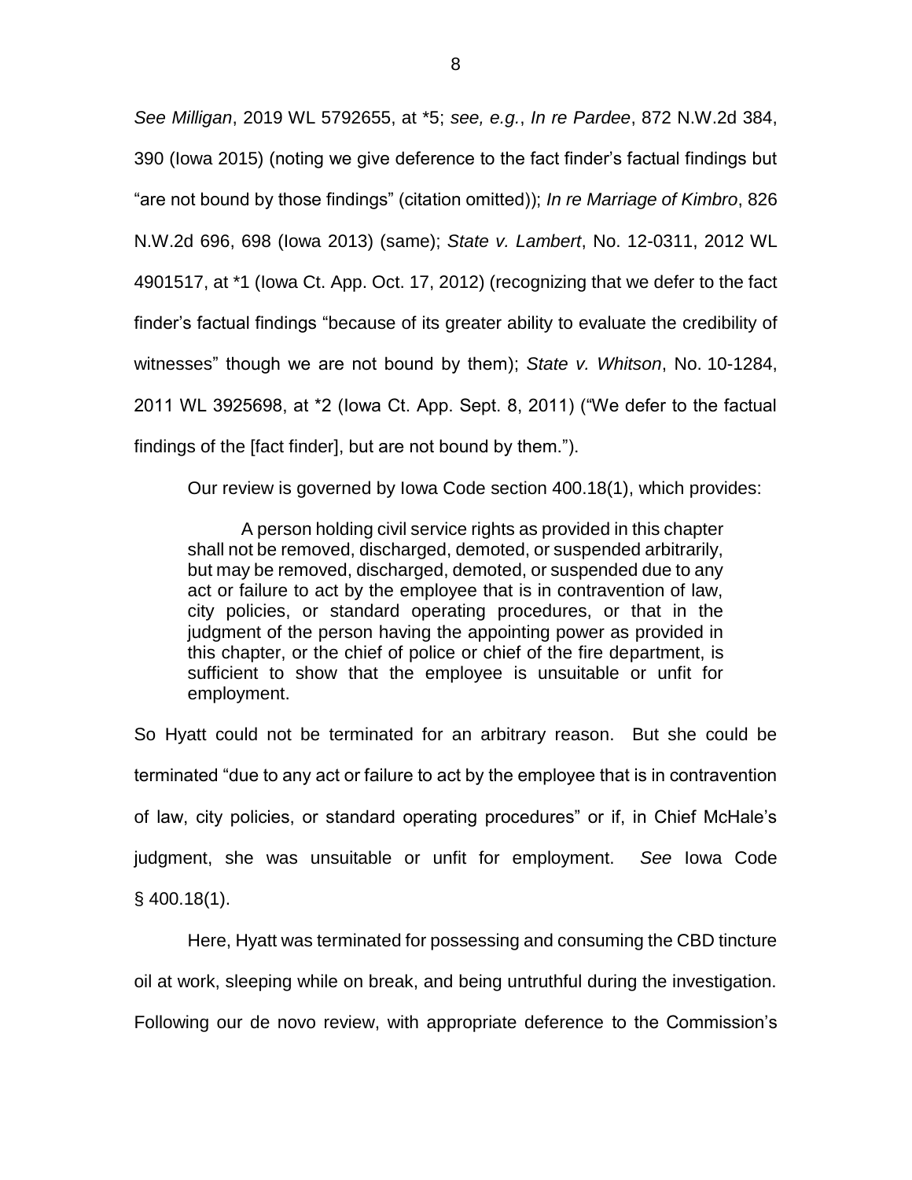*See Milligan*, 2019 WL 5792655, at *5; *see, e.g.*, *In re Pardee*, 872 N.W.2d 384, 390 (Iowa 2015) (noting we give deference to the fact finder's factual findings but "are not bound by those findings" (citation omitted)); *In re Marriage of Kimbro*, 826 N.W.2d 696, 698 (Iowa 2013) (same); *State v. Lambert*, No. 12-0311, 2012 WL 4901517, at *1 (Iowa Ct. App. Oct. 17, 2012) (recognizing that we defer to the fact finder's factual findings "because of its greater ability to evaluate the credibility of witnesses" though we are not bound by them); *State v. Whitson*, No. 10-1284, 2011 WL 3925698, at *2 (Iowa Ct. App. Sept. 8, 2011) ("We defer to the factual findings of the [fact finder], but are not bound by them.").

Our review is governed by Iowa Code section 400.18(1), which provides:

> A person holding civil service rights as provided in this chapter shall not be removed, discharged, demoted, or suspended arbitrarily, but may be removed, discharged, demoted, or suspended due to any act or failure to act by the employee that is in contravention of law, city policies, or standard operating procedures, or that in the judgment of the person having the appointing power as provided in this chapter, or the chief of police or chief of the fire department, is sufficient to show that the employee is unsuitable or unfit for employment.

So Hyatt could not be terminated for an arbitrary reason. But she could be terminated "due to any act or failure to act by the employee that is in contravention of law, city policies, or standard operating procedures" or if, in Chief McHale's judgment, she was unsuitable or unfit for employment. *See* Iowa Code § 400.18(1).

Here, Hyatt was terminated for possessing and consuming the CBD tincture oil at work, sleeping while on break, and being untruthful during the investigation. Following our de novo review, with appropriate deference to the Commission's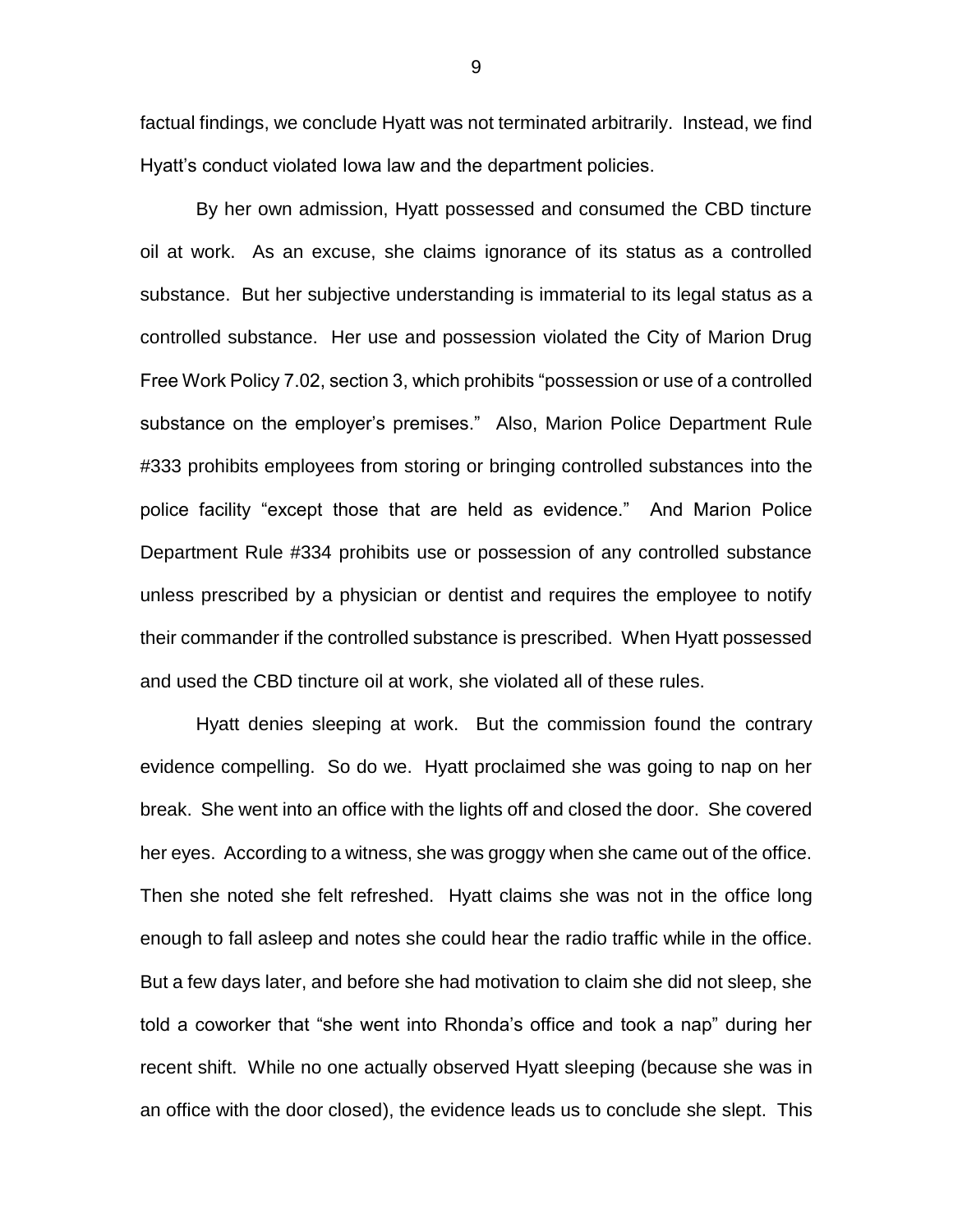factual findings, we conclude Hyatt was not terminated arbitrarily. Instead, we find Hyatt's conduct violated Iowa law and the department policies.

By her own admission, Hyatt possessed and consumed the CBD tincture oil at work. As an excuse, she claims ignorance of its status as a controlled substance. But her subjective understanding is immaterial to its legal status as a controlled substance. Her use and possession violated the City of Marion Drug Free Work Policy 7.02, section 3, which prohibits "possession or use of a controlled substance on the employer's premises." Also, Marion Police Department Rule #333 prohibits employees from storing or bringing controlled substances into the police facility "except those that are held as evidence." And Marion Police Department Rule #334 prohibits use or possession of any controlled substance unless prescribed by a physician or dentist and requires the employee to notify their commander if the controlled substance is prescribed. When Hyatt possessed and used the CBD tincture oil at work, she violated all of these rules.

Hyatt denies sleeping at work. But the commission found the contrary evidence compelling. So do we. Hyatt proclaimed she was going to nap on her break. She went into an office with the lights off and closed the door. She covered her eyes. According to a witness, she was groggy when she came out of the office. Then she noted she felt refreshed. Hyatt claims she was not in the office long enough to fall asleep and notes she could hear the radio traffic while in the office. But a few days later, and before she had motivation to claim she did not sleep, she told a coworker that "she went into Rhonda's office and took a nap" during her recent shift. While no one actually observed Hyatt sleeping (because she was in an office with the door closed), the evidence leads us to conclude she slept. This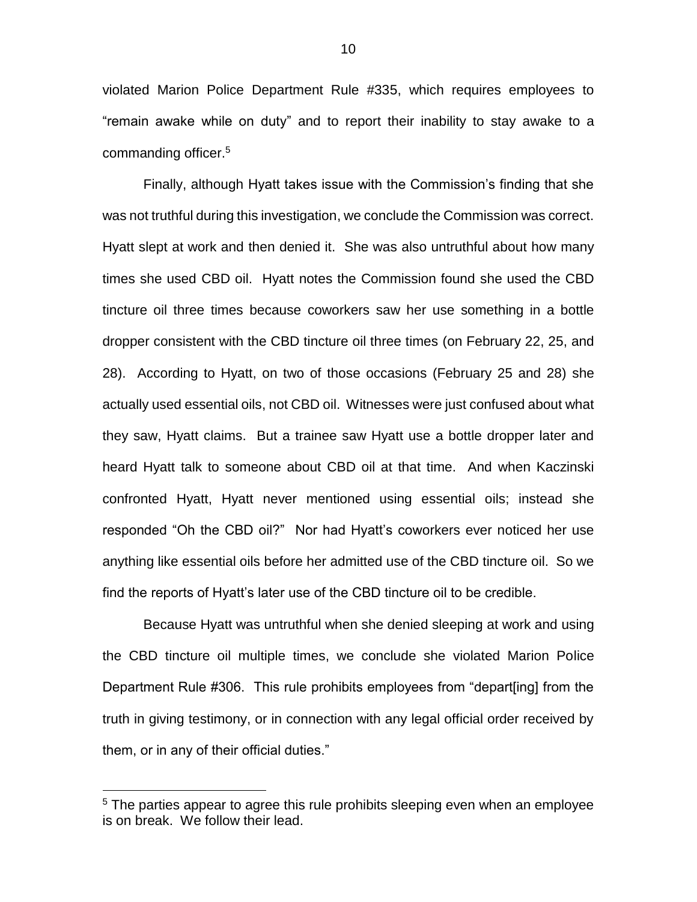violated Marion Police Department Rule #335, which requires employees to "remain awake while on duty" and to report their inability to stay awake to a commanding officer.[5]

Finally, although Hyatt takes issue with the Commission's finding that she was not truthful during this investigation, we conclude the Commission was correct. Hyatt slept at work and then denied it. She was also untruthful about how many times she used CBD oil. Hyatt notes the Commission found she used the CBD tincture oil three times because coworkers saw her use something in a bottle dropper consistent with the CBD tincture oil three times (on February 22, 25, and 28). According to Hyatt, on two of those occasions (February 25 and 28) she actually used essential oils, not CBD oil. Witnesses were just confused about what they saw, Hyatt claims. But a trainee saw Hyatt use a bottle dropper later and heard Hyatt talk to someone about CBD oil at that time. And when Kaczinski confronted Hyatt, Hyatt never mentioned using essential oils; instead she responded "Oh the CBD oil?" Nor had Hyatt's coworkers ever noticed her use anything like essential oils before her admitted use of the CBD tincture oil. So we find the reports of Hyatt's later use of the CBD tincture oil to be credible.

Because Hyatt was untruthful when she denied sleeping at work and using the CBD tincture oil multiple times, we conclude she violated Marion Police Department Rule #306. This rule prohibits employees from "depart[ing] from the truth in giving testimony, or in connection with any legal official order received by them, or in any of their official duties."

---

[5] The parties appear to agree this rule prohibits sleeping even when an employee is on break. We follow their lead.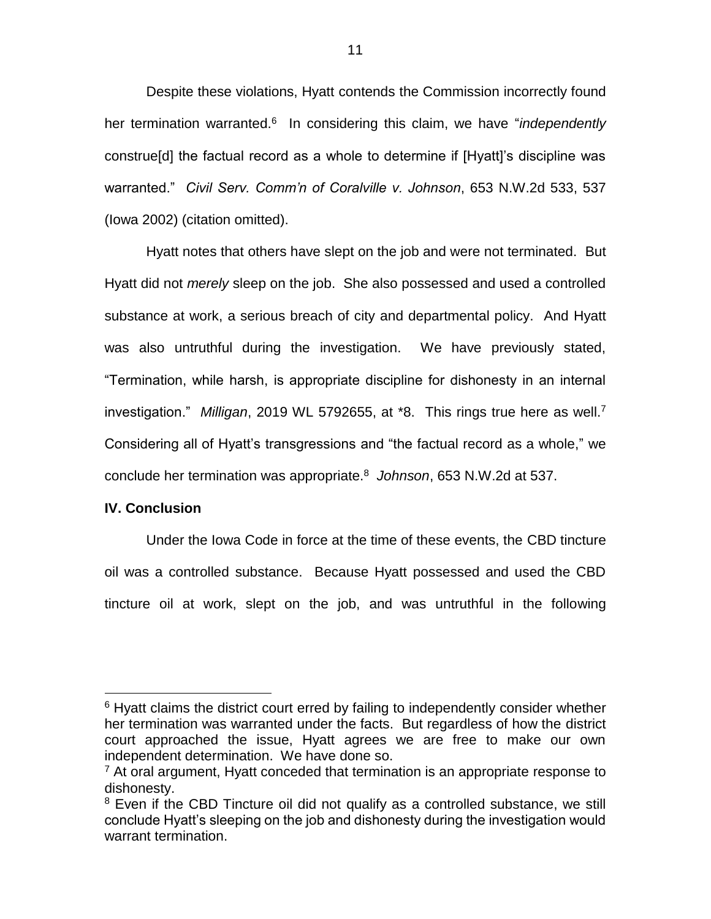Despite these violations, Hyatt contends the Commission incorrectly found her termination warranted.[6] In considering this claim, we have "*independently* construe[d] the factual record as a whole to determine if [Hyatt]'s discipline was warranted." *Civil Serv. Comm'n of Coralville v. Johnson*, 653 N.W.2d 533, 537 (Iowa 2002) (citation omitted).

Hyatt notes that others have slept on the job and were not terminated. But Hyatt did not *merely* sleep on the job. She also possessed and used a controlled substance at work, a serious breach of city and departmental policy. And Hyatt was also untruthful during the investigation. We have previously stated, "Termination, while harsh, is appropriate discipline for dishonesty in an internal investigation." *Milligan*, 2019 WL 5792655, at *8. This rings true here as well.[7] Considering all of Hyatt's transgressions and "the factual record as a whole," we conclude her termination was appropriate.[8] *Johnson*, 653 N.W.2d at 537.

**IV. Conclusion**

Under the Iowa Code in force at the time of these events, the CBD tincture oil was a controlled substance. Because Hyatt possessed and used the CBD tincture oil at work, slept on the job, and was untruthful in the following

---

[6] Hyatt claims the district court erred by failing to independently consider whether her termination was warranted under the facts. But regardless of how the district court approached the issue, Hyatt agrees we are free to make our own independent determination. We have done so.

[7] At oral argument, Hyatt conceded that termination is an appropriate response to dishonesty.

[8] Even if the CBD Tincture oil did not qualify as a controlled substance, we still conclude Hyatt's sleeping on the job and dishonesty during the investigation would warrant termination.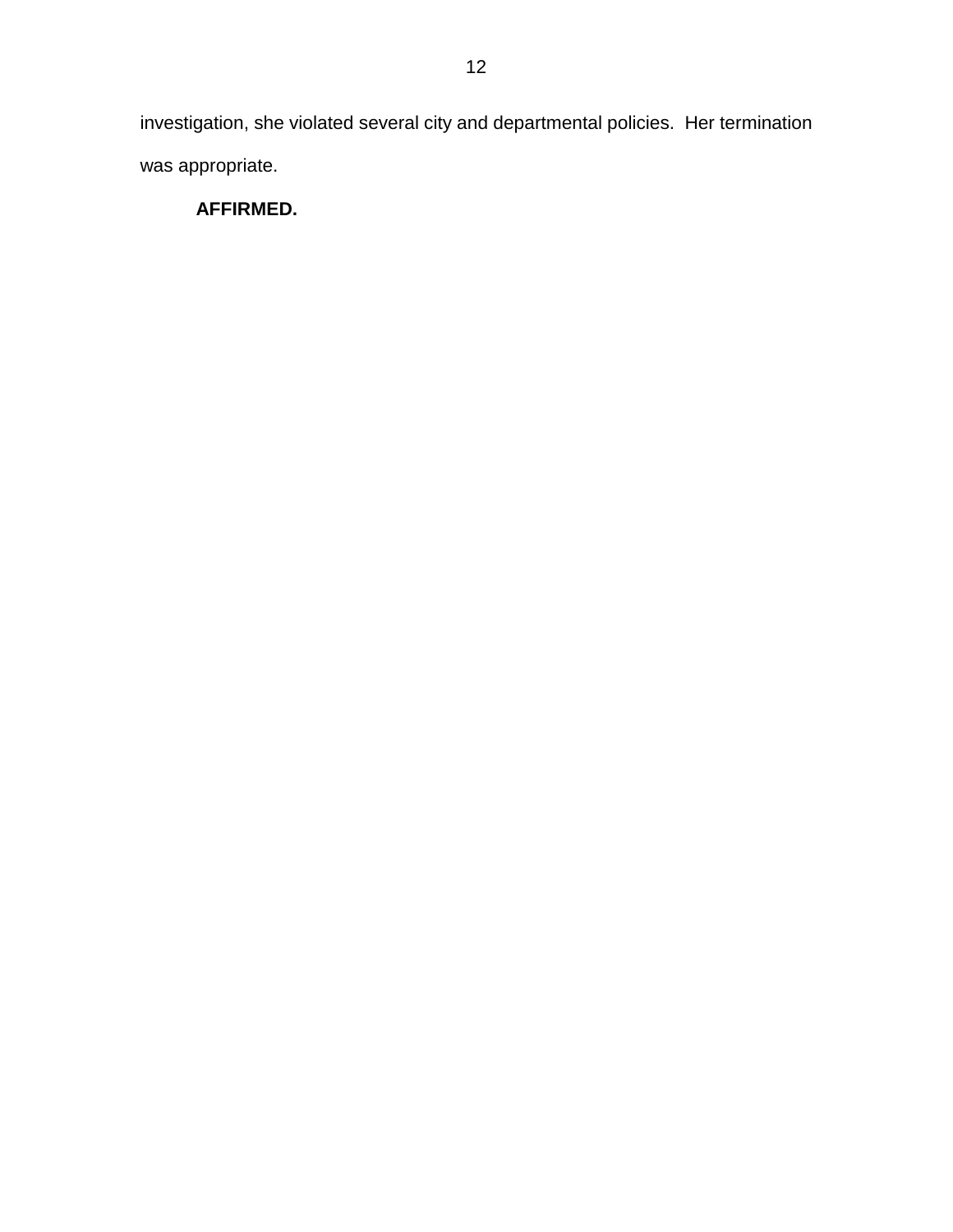investigation, she violated several city and departmental policies. Her termination was appropriate.

**AFFIRMED.**